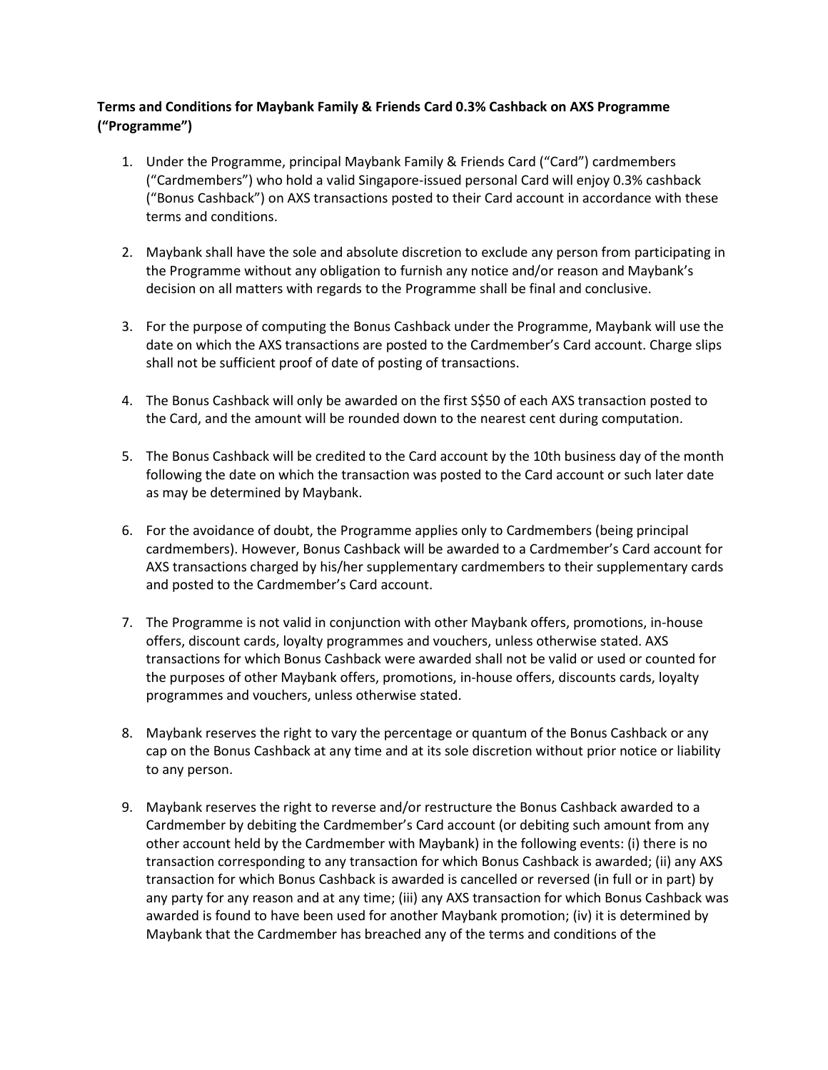**Terms and Conditions for Maybank Family & Friends Card 0.3% Cashback on AXS Programme ("Programme")**

1. Under the Programme, principal Maybank Family & Friends Card ("Card") cardmembers ("Cardmembers") who hold a valid Singapore-issued personal Card will enjoy 0.3% cashback ("Bonus Cashback") on AXS transactions posted to their Card account in accordance with these terms and conditions.

2. Maybank shall have the sole and absolute discretion to exclude any person from participating in the Programme without any obligation to furnish any notice and/or reason and Maybank's decision on all matters with regards to the Programme shall be final and conclusive.

3. For the purpose of computing the Bonus Cashback under the Programme, Maybank will use the date on which the AXS transactions are posted to the Cardmember's Card account. Charge slips shall not be sufficient proof of date of posting of transactions.

4. The Bonus Cashback will only be awarded on the first S$50 of each AXS transaction posted to the Card, and the amount will be rounded down to the nearest cent during computation.

5. The Bonus Cashback will be credited to the Card account by the 10th business day of the month following the date on which the transaction was posted to the Card account or such later date as may be determined by Maybank.

6. For the avoidance of doubt, the Programme applies only to Cardmembers (being principal cardmembers). However, Bonus Cashback will be awarded to a Cardmember's Card account for AXS transactions charged by his/her supplementary cardmembers to their supplementary cards and posted to the Cardmember's Card account.

7. The Programme is not valid in conjunction with other Maybank offers, promotions, in-house offers, discount cards, loyalty programmes and vouchers, unless otherwise stated. AXS transactions for which Bonus Cashback were awarded shall not be valid or used or counted for the purposes of other Maybank offers, promotions, in-house offers, discounts cards, loyalty programmes and vouchers, unless otherwise stated.

8. Maybank reserves the right to vary the percentage or quantum of the Bonus Cashback or any cap on the Bonus Cashback at any time and at its sole discretion without prior notice or liability to any person.

9. Maybank reserves the right to reverse and/or restructure the Bonus Cashback awarded to a Cardmember by debiting the Cardmember's Card account (or debiting such amount from any other account held by the Cardmember with Maybank) in the following events: (i) there is no transaction corresponding to any transaction for which Bonus Cashback is awarded; (ii) any AXS transaction for which Bonus Cashback is awarded is cancelled or reversed (in full or in part) by any party for any reason and at any time; (iii) any AXS transaction for which Bonus Cashback was awarded is found to have been used for another Maybank promotion; (iv) it is determined by Maybank that the Cardmember has breached any of the terms and conditions of the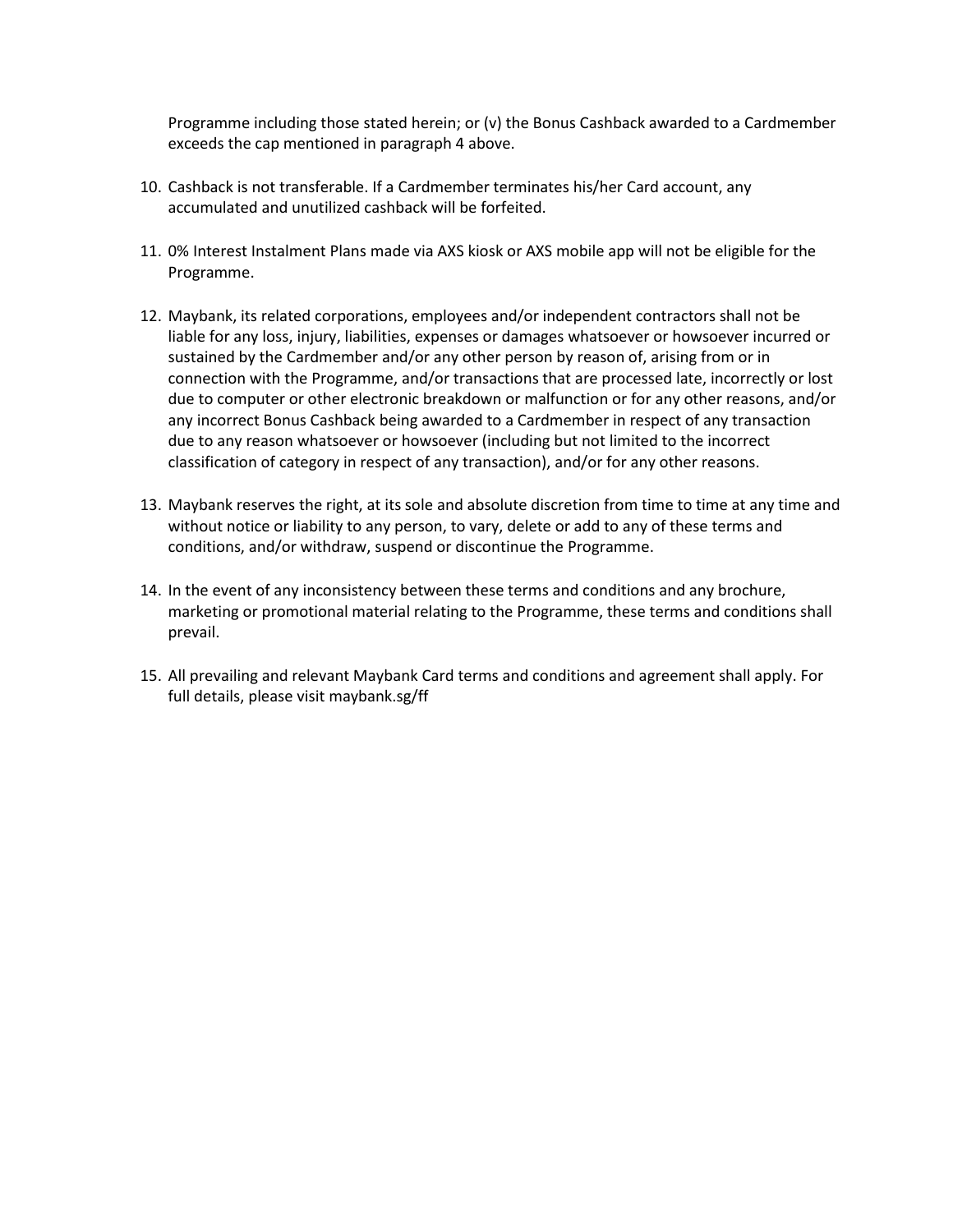Programme including those stated herein; or (v) the Bonus Cashback awarded to a Cardmember exceeds the cap mentioned in paragraph 4 above.

10. Cashback is not transferable. If a Cardmember terminates his/her Card account, any accumulated and unutilized cashback will be forfeited.

11. 0% Interest Instalment Plans made via AXS kiosk or AXS mobile app will not be eligible for the Programme.

12. Maybank, its related corporations, employees and/or independent contractors shall not be liable for any loss, injury, liabilities, expenses or damages whatsoever or howsoever incurred or sustained by the Cardmember and/or any other person by reason of, arising from or in connection with the Programme, and/or transactions that are processed late, incorrectly or lost due to computer or other electronic breakdown or malfunction or for any other reasons, and/or any incorrect Bonus Cashback being awarded to a Cardmember in respect of any transaction due to any reason whatsoever or howsoever (including but not limited to the incorrect classification of category in respect of any transaction), and/or for any other reasons.

13. Maybank reserves the right, at its sole and absolute discretion from time to time at any time and without notice or liability to any person, to vary, delete or add to any of these terms and conditions, and/or withdraw, suspend or discontinue the Programme.

14. In the event of any inconsistency between these terms and conditions and any brochure, marketing or promotional material relating to the Programme, these terms and conditions shall prevail.

15. All prevailing and relevant Maybank Card terms and conditions and agreement shall apply. For full details, please visit maybank.sg/ff